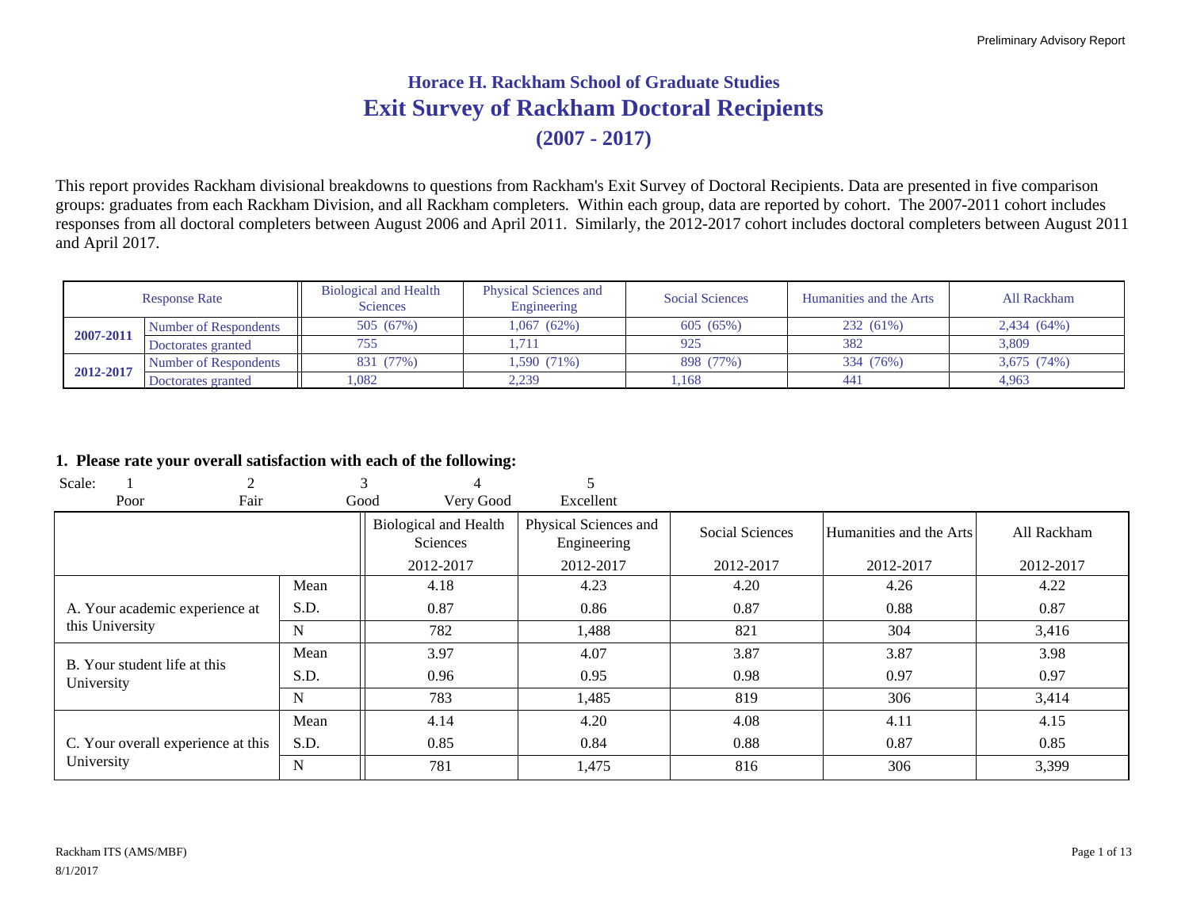## Horace H. Rackham School of Graduate Studies

# Exit Survey of Rackham Doctoral Recipients

## (2007 - 2017)

This report provides Rackham divisional breakdowns to questions from Rackham's Exit Survey of Doctoral Recipients. Data are presented in five comparison groups: graduates from each Rackham Division, and all Rackham completers. Within each group, data are reported by cohort. The 2007-2011 cohort includes responses from all doctoral completers between August 2006 and April 2011. Similarly, the 2012-2017 cohort includes doctoral completers between August 2011 and April 2017.

| Response Rate | | Biological and Health Sciences | Physical Sciences and Engineering | Social Sciences | Humanities and the Arts | All Rackham |
|---|---|---|---|---|---|---|
| **2007-2011** | Number of Respondents | 505 (67%) | 1,067 (62%) | 605 (65%) | 232 (61%) | 2,434 (64%) |
| | Doctorates granted | 755 | 1,711 | 925 | 382 | 3,809 |
| **2012-2017** | Number of Respondents | 831 (77%) | 1,590 (71%) | 898 (77%) | 334 (76%) | 3,675 (74%) |
| | Doctorates granted | 1,082 | 2,239 | 1,168 | 441 | 4,963 |

### 1. Please rate your overall satisfaction with each of the following:

Scale: 1 = Poor, 2 = Fair, 3 = Good, 4 = Very Good, 5 = Excellent

| | | Biological and Health Sciences | Physical Sciences and Engineering | Social Sciences | Humanities and the Arts | All Rackham |
|---|---|---|---|---|---|---|
| | | 2012-2017 | 2012-2017 | 2012-2017 | 2012-2017 | 2012-2017 |
| A. Your academic experience at this University | Mean | 4.18 | 4.23 | 4.20 | 4.26 | 4.22 |
| | S.D. | 0.87 | 0.86 | 0.87 | 0.88 | 0.87 |
| | N | 782 | 1,488 | 821 | 304 | 3,416 |
| B. Your student life at this University | Mean | 3.97 | 4.07 | 3.87 | 3.87 | 3.98 |
| | S.D. | 0.96 | 0.95 | 0.98 | 0.97 | 0.97 |
| | N | 783 | 1,485 | 819 | 306 | 3,414 |
| C. Your overall experience at this University | Mean | 4.14 | 4.20 | 4.08 | 4.11 | 4.15 |
| | S.D. | 0.85 | 0.84 | 0.88 | 0.87 | 0.85 |
| | N | 781 | 1,475 | 816 | 306 | 3,399 |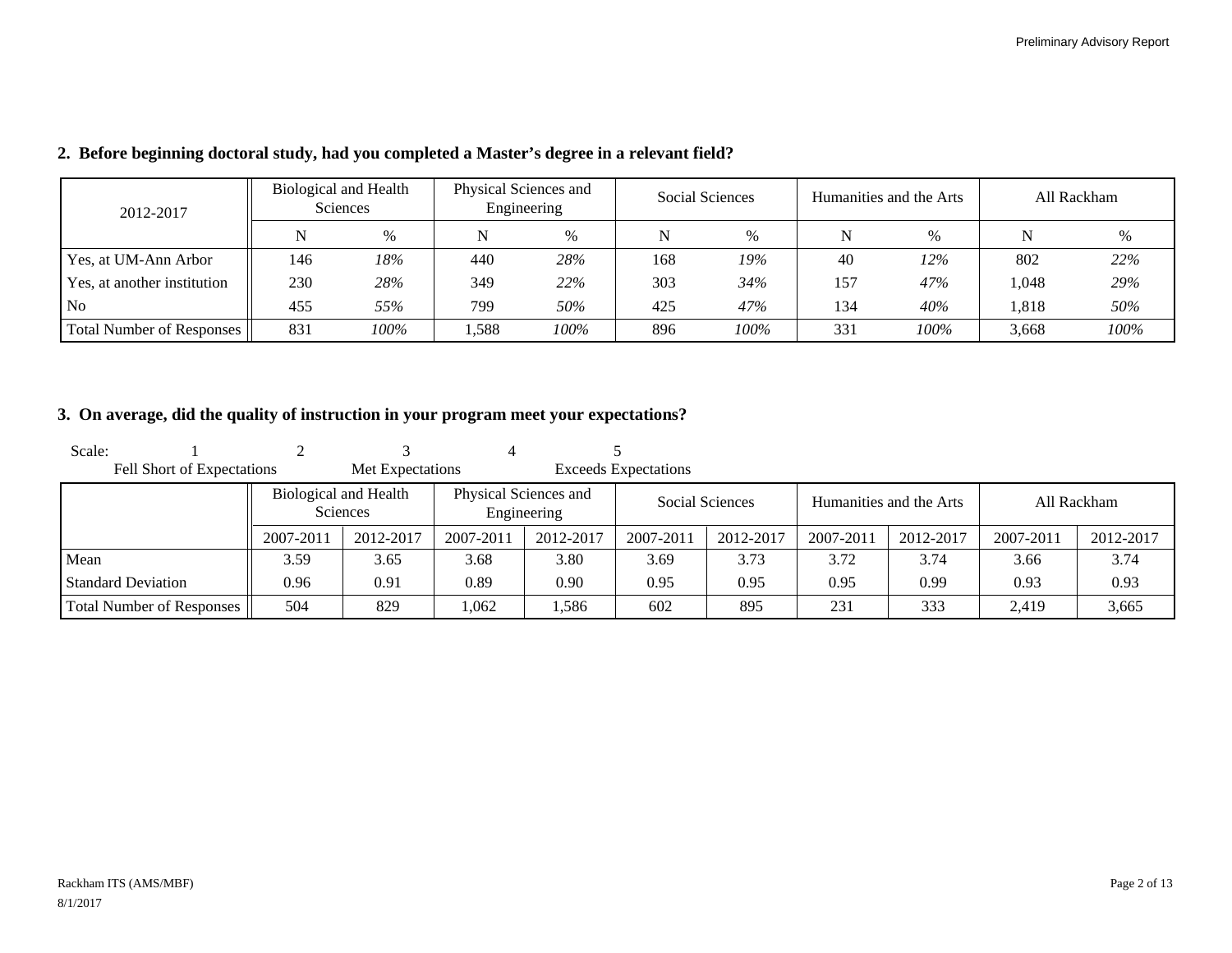## 2. Before beginning doctoral study, had you completed a Master's degree in a relevant field?

| 2012-2017 | Biological and Health Sciences | | Physical Sciences and Engineering | | Social Sciences | | Humanities and the Arts | | All Rackham | |
|---|---|---|---|---|---|---|---|---|---|---|
| | N | % | N | % | N | % | N | % | N | % |
| Yes, at UM-Ann Arbor | 146 | *18%* | 440 | *28%* | 168 | *19%* | 40 | *12%* | 802 | *22%* |
| Yes, at another institution | 230 | *28%* | 349 | *22%* | 303 | *34%* | 157 | *47%* | 1,048 | *29%* |
| No | 455 | *55%* | 799 | *50%* | 425 | *47%* | 134 | *40%* | 1,818 | *50%* |
| Total Number of Responses | 831 | *100%* | 1,588 | *100%* | 896 | *100%* | 331 | *100%* | 3,668 | *100%* |

## 3. On average, did the quality of instruction in your program meet your expectations?

Scale: 1 = Fell Short of Expectations, 2, 3 = Met Expectations, 4, 5 = Exceeds Expectations

| | Biological and Health Sciences | | Physical Sciences and Engineering | | Social Sciences | | Humanities and the Arts | | All Rackham | |
|---|---|---|---|---|---|---|---|---|---|---|
| | 2007-2011 | 2012-2017 | 2007-2011 | 2012-2017 | 2007-2011 | 2012-2017 | 2007-2011 | 2012-2017 | 2007-2011 | 2012-2017 |
| Mean | 3.59 | 3.65 | 3.68 | 3.80 | 3.69 | 3.73 | 3.72 | 3.74 | 3.66 | 3.74 |
| Standard Deviation | 0.96 | 0.91 | 0.89 | 0.90 | 0.95 | 0.95 | 0.95 | 0.99 | 0.93 | 0.93 |
| Total Number of Responses | 504 | 829 | 1,062 | 1,586 | 602 | 895 | 231 | 333 | 2,419 | 3,665 |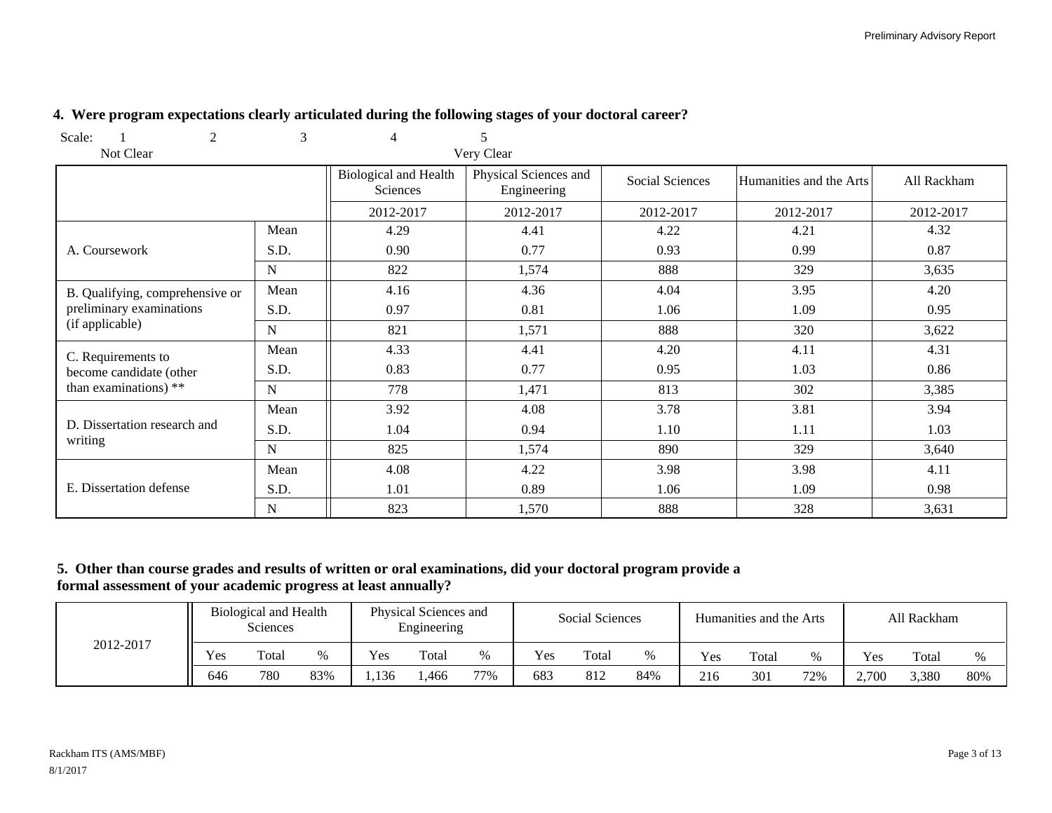## 4. Were program expectations clearly articulated during the following stages of your doctoral career?

Scale: 1 (Not Clear) 2 3 4 5 (Very Clear)

| | | Biological and Health Sciences | Physical Sciences and Engineering | Social Sciences | Humanities and the Arts | All Rackham |
|---|---|---|---|---|---|---|
| | | 2012-2017 | 2012-2017 | 2012-2017 | 2012-2017 | 2012-2017 |
| A. Coursework | Mean | 4.29 | 4.41 | 4.22 | 4.21 | 4.32 |
| | S.D. | 0.90 | 0.77 | 0.93 | 0.99 | 0.87 |
| | N | 822 | 1,574 | 888 | 329 | 3,635 |
| B. Qualifying, comprehensive or preliminary examinations (if applicable) | Mean | 4.16 | 4.36 | 4.04 | 3.95 | 4.20 |
| | S.D. | 0.97 | 0.81 | 1.06 | 1.09 | 0.95 |
| | N | 821 | 1,571 | 888 | 320 | 3,622 |
| C. Requirements to become candidate (other than examinations) ** | Mean | 4.33 | 4.41 | 4.20 | 4.11 | 4.31 |
| | S.D. | 0.83 | 0.77 | 0.95 | 1.03 | 0.86 |
| | N | 778 | 1,471 | 813 | 302 | 3,385 |
| D. Dissertation research and writing | Mean | 3.92 | 4.08 | 3.78 | 3.81 | 3.94 |
| | S.D. | 1.04 | 0.94 | 1.10 | 1.11 | 1.03 |
| | N | 825 | 1,574 | 890 | 329 | 3,640 |
| E. Dissertation defense | Mean | 4.08 | 4.22 | 3.98 | 3.98 | 4.11 |
| | S.D. | 1.01 | 0.89 | 1.06 | 1.09 | 0.98 |
| | N | 823 | 1,570 | 888 | 328 | 3,631 |

## 5. Other than course grades and results of written or oral examinations, did your doctoral program provide a formal assessment of your academic progress at least annually?

| | Biological and Health Sciences | | | Physical Sciences and Engineering | | | Social Sciences | | | Humanities and the Arts | | | All Rackham | | |
|---|---|---|---|---|---|---|---|---|---|---|---|---|---|---|---|
| | Yes | Total | % | Yes | Total | % | Yes | Total | % | Yes | Total | % | Yes | Total | % |
| 2012-2017 | 646 | 780 | 83% | 1,136 | 1,466 | 77% | 683 | 812 | 84% | 216 | 301 | 72% | 2,700 | 3,380 | 80% |

Rackham ITS (AMS/MBF)
8/1/2017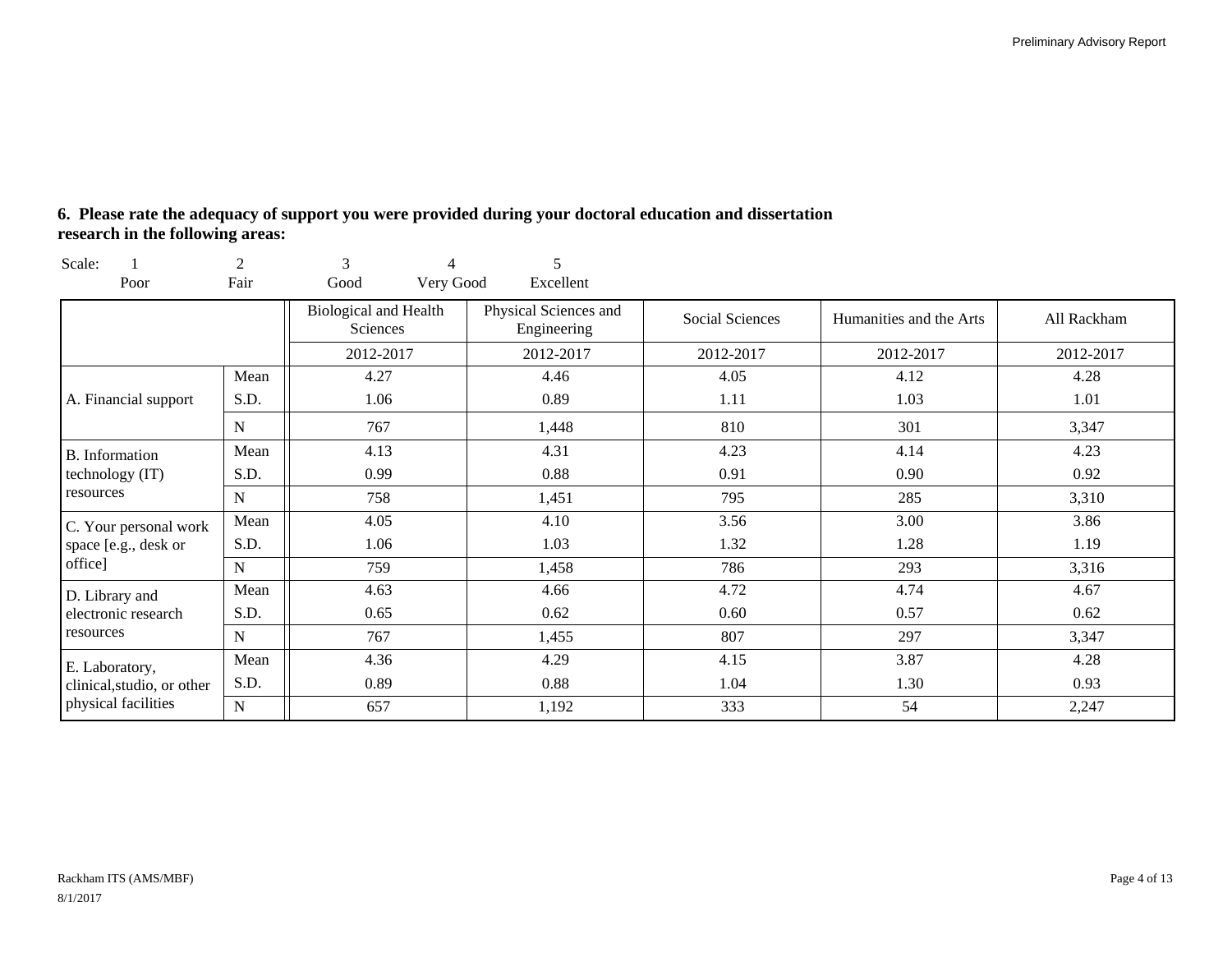**6. Please rate the adequacy of support you were provided during your doctoral education and dissertation research in the following areas:**

Scale: 1 Poor, 2 Fair, 3 Good, 4 Very Good, 5 Excellent

| | | Biological and Health Sciences | Physical Sciences and Engineering | Social Sciences | Humanities and the Arts | All Rackham |
|---|---|---|---|---|---|---|
| | | 2012-2017 | 2012-2017 | 2012-2017 | 2012-2017 | 2012-2017 |
| A. Financial support | Mean | 4.27 | 4.46 | 4.05 | 4.12 | 4.28 |
| | S.D. | 1.06 | 0.89 | 1.11 | 1.03 | 1.01 |
| | N | 767 | 1,448 | 810 | 301 | 3,347 |
| B. Information technology (IT) resources | Mean | 4.13 | 4.31 | 4.23 | 4.14 | 4.23 |
| | S.D. | 0.99 | 0.88 | 0.91 | 0.90 | 0.92 |
| | N | 758 | 1,451 | 795 | 285 | 3,310 |
| C. Your personal work space [e.g., desk or office] | Mean | 4.05 | 4.10 | 3.56 | 3.00 | 3.86 |
| | S.D. | 1.06 | 1.03 | 1.32 | 1.28 | 1.19 |
| | N | 759 | 1,458 | 786 | 293 | 3,316 |
| D. Library and electronic research resources | Mean | 4.63 | 4.66 | 4.72 | 4.74 | 4.67 |
| | S.D. | 0.65 | 0.62 | 0.60 | 0.57 | 0.62 |
| | N | 767 | 1,455 | 807 | 297 | 3,347 |
| E. Laboratory, clinical,studio, or other physical facilities | Mean | 4.36 | 4.29 | 4.15 | 3.87 | 4.28 |
| | S.D. | 0.89 | 0.88 | 1.04 | 1.30 | 0.93 |
| | N | 657 | 1,192 | 333 | 54 | 2,247 |

Rackham ITS (AMS/MBF)
8/1/2017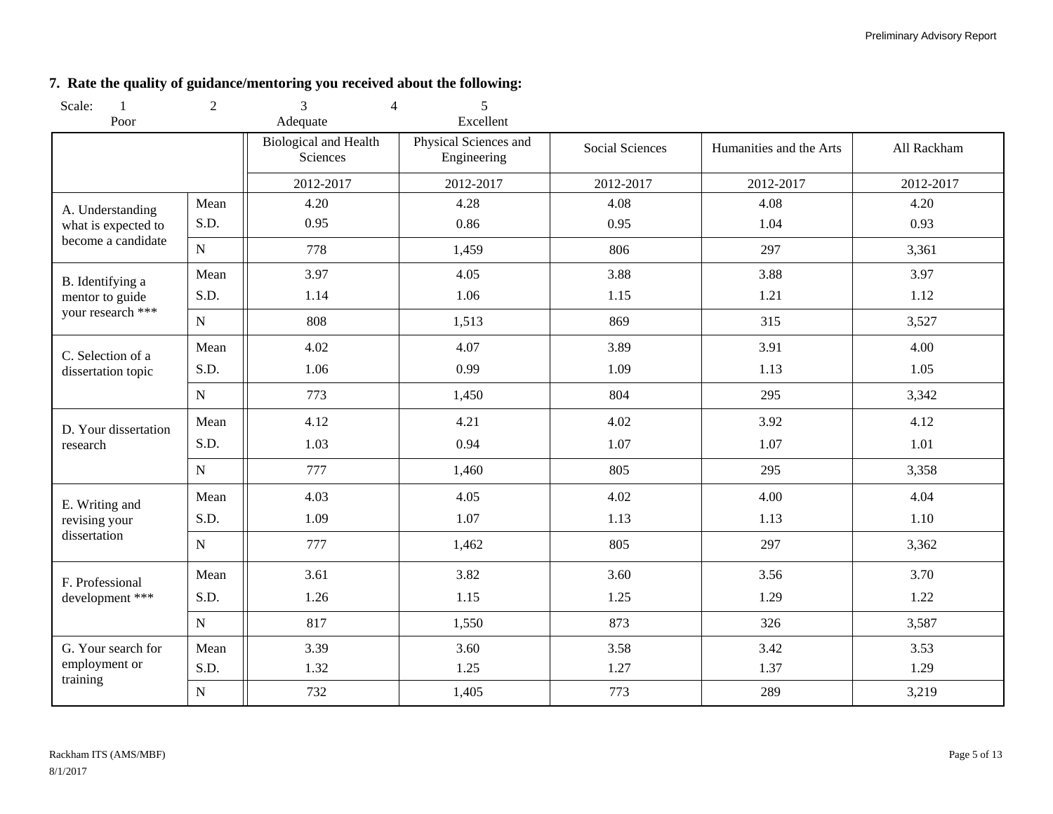### 7. Rate the quality of guidance/mentoring you received about the following:

Scale: 1 Poor — 2 — 3 Adequate — 4 — 5 Excellent

| | | Biological and Health Sciences | Physical Sciences and Engineering | Social Sciences | Humanities and the Arts | All Rackham |
|---|---|---|---|---|---|---|
| | | 2012-2017 | 2012-2017 | 2012-2017 | 2012-2017 | 2012-2017 |
| A. Understanding what is expected to become a candidate | Mean | 4.20 | 4.28 | 4.08 | 4.08 | 4.20 |
| | S.D. | 0.95 | 0.86 | 0.95 | 1.04 | 0.93 |
| | N | 778 | 1,459 | 806 | 297 | 3,361 |
| B. Identifying a mentor to guide your research *** | Mean | 3.97 | 4.05 | 3.88 | 3.88 | 3.97 |
| | S.D. | 1.14 | 1.06 | 1.15 | 1.21 | 1.12 |
| | N | 808 | 1,513 | 869 | 315 | 3,527 |
| C. Selection of a dissertation topic | Mean | 4.02 | 4.07 | 3.89 | 3.91 | 4.00 |
| | S.D. | 1.06 | 0.99 | 1.09 | 1.13 | 1.05 |
| | N | 773 | 1,450 | 804 | 295 | 3,342 |
| D. Your dissertation research | Mean | 4.12 | 4.21 | 4.02 | 3.92 | 4.12 |
| | S.D. | 1.03 | 0.94 | 1.07 | 1.07 | 1.01 |
| | N | 777 | 1,460 | 805 | 295 | 3,358 |
| E. Writing and revising your dissertation | Mean | 4.03 | 4.05 | 4.02 | 4.00 | 4.04 |
| | S.D. | 1.09 | 1.07 | 1.13 | 1.13 | 1.10 |
| | N | 777 | 1,462 | 805 | 297 | 3,362 |
| F. Professional development *** | Mean | 3.61 | 3.82 | 3.60 | 3.56 | 3.70 |
| | S.D. | 1.26 | 1.15 | 1.25 | 1.29 | 1.22 |
| | N | 817 | 1,550 | 873 | 326 | 3,587 |
| G. Your search for employment or training | Mean | 3.39 | 3.60 | 3.58 | 3.42 | 3.53 |
| | S.D. | 1.32 | 1.25 | 1.27 | 1.37 | 1.29 |
| | N | 732 | 1,405 | 773 | 289 | 3,219 |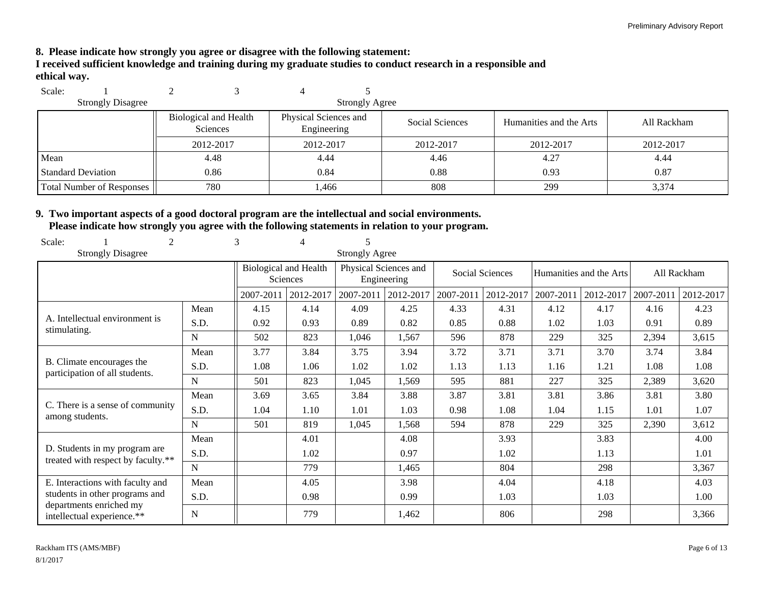**8. Please indicate how strongly you agree or disagree with the following statement:**
**I received sufficient knowledge and training during my graduate studies to conduct research in a responsible and ethical way.**

Scale: 1 Strongly Disagree, 2, 3, 4, 5 Strongly Agree

| | Biological and Health Sciences | Physical Sciences and Engineering | Social Sciences | Humanities and the Arts | All Rackham |
|---|---|---|---|---|---|
| | 2012-2017 | 2012-2017 | 2012-2017 | 2012-2017 | 2012-2017 |
| Mean | 4.48 | 4.44 | 4.46 | 4.27 | 4.44 |
| Standard Deviation | 0.86 | 0.84 | 0.88 | 0.93 | 0.87 |
| Total Number of Responses | 780 | 1,466 | 808 | 299 | 3,374 |

**9. Two important aspects of a good doctoral program are the intellectual and social environments.**
**Please indicate how strongly you agree with the following statements in relation to your program.**

Scale: 1 Strongly Disagree, 2, 3, 4, 5 Strongly Agree

| | | Biological and Health Sciences | | Physical Sciences and Engineering | | Social Sciences | | Humanities and the Arts | | All Rackham | |
|---|---|---|---|---|---|---|---|---|---|---|---|
| | | 2007-2011 | 2012-2017 | 2007-2011 | 2012-2017 | 2007-2011 | 2012-2017 | 2007-2011 | 2012-2017 | 2007-2011 | 2012-2017 |
| A. Intellectual environment is stimulating. | Mean | 4.15 | 4.14 | 4.09 | 4.25 | 4.33 | 4.31 | 4.12 | 4.17 | 4.16 | 4.23 |
| | S.D. | 0.92 | 0.93 | 0.89 | 0.82 | 0.85 | 0.88 | 1.02 | 1.03 | 0.91 | 0.89 |
| | N | 502 | 823 | 1,046 | 1,567 | 596 | 878 | 229 | 325 | 2,394 | 3,615 |
| B. Climate encourages the participation of all students. | Mean | 3.77 | 3.84 | 3.75 | 3.94 | 3.72 | 3.71 | 3.71 | 3.70 | 3.74 | 3.84 |
| | S.D. | 1.08 | 1.06 | 1.02 | 1.02 | 1.13 | 1.13 | 1.16 | 1.21 | 1.08 | 1.08 |
| | N | 501 | 823 | 1,045 | 1,569 | 595 | 881 | 227 | 325 | 2,389 | 3,620 |
| C. There is a sense of community among students. | Mean | 3.69 | 3.65 | 3.84 | 3.88 | 3.87 | 3.81 | 3.81 | 3.86 | 3.81 | 3.80 |
| | S.D. | 1.04 | 1.10 | 1.01 | 1.03 | 0.98 | 1.08 | 1.04 | 1.15 | 1.01 | 1.07 |
| | N | 501 | 819 | 1,045 | 1,568 | 594 | 878 | 229 | 325 | 2,390 | 3,612 |
| D. Students in my program are treated with respect by faculty.** | Mean | | 4.01 | | 4.08 | | 3.93 | | 3.83 | | 4.00 |
| | S.D. | | 1.02 | | 0.97 | | 1.02 | | 1.13 | | 1.01 |
| | N | | 779 | | 1,465 | | 804 | | 298 | | 3,367 |
| E. Interactions with faculty and students in other programs and departments enriched my intellectual experience.** | Mean | | 4.05 | | 3.98 | | 4.04 | | 4.18 | | 4.03 |
| | S.D. | | 0.98 | | 0.99 | | 1.03 | | 1.03 | | 1.00 |
| | N | | 779 | | 1,462 | | 806 | | 298 | | 3,366 |

Rackham ITS (AMS/MBF)
8/1/2017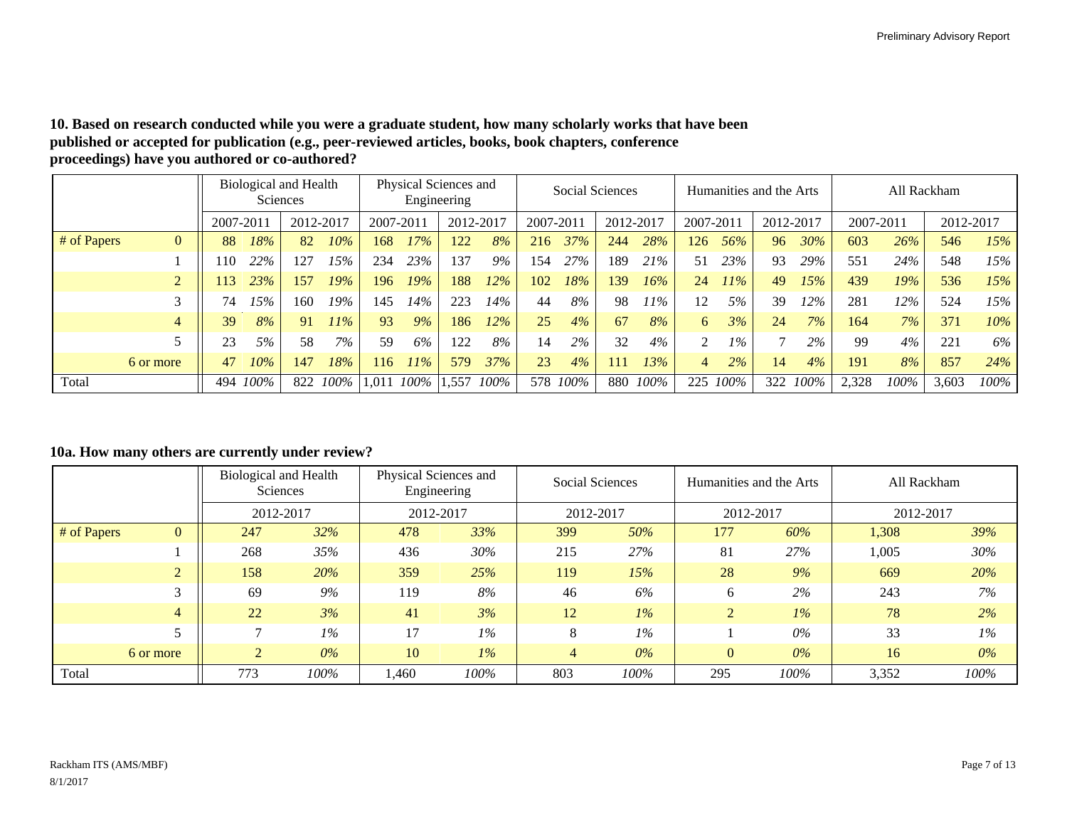**10. Based on research conducted while you were a graduate student, how many scholarly works that have been published or accepted for publication (e.g., peer-reviewed articles, books, book chapters, conference proceedings) have you authored or co-authored?**

| | | Biological and Health Sciences | | | | Physical Sciences and Engineering | | | | Social Sciences | | | | Humanities and the Arts | | | | All Rackham | | | |
|---|---|---|---|---|---|---|---|---|---|---|---|---|---|---|---|---|---|---|---|---|---|
| | | 2007-2011 | | 2012-2017 | | 2007-2011 | | 2012-2017 | | 2007-2011 | | 2012-2017 | | 2007-2011 | | 2012-2017 | | 2007-2011 | | 2012-2017 | |
| # of Papers | 0 | 88 | *18%* | 82 | *10%* | 168 | *17%* | 122 | *8%* | 216 | *37%* | 244 | *28%* | 126 | *56%* | 96 | *30%* | 603 | *26%* | 546 | *15%* |
| | 1 | 110 | *22%* | 127 | *15%* | 234 | *23%* | 137 | *9%* | 154 | *27%* | 189 | *21%* | 51 | *23%* | 93 | *29%* | 551 | *24%* | 548 | *15%* |
| | 2 | 113 | *23%* | 157 | *19%* | 196 | *19%* | 188 | *12%* | 102 | *18%* | 139 | *16%* | 24 | *11%* | 49 | *15%* | 439 | *19%* | 536 | *15%* |
| | 3 | 74 | *15%* | 160 | *19%* | 145 | *14%* | 223 | *14%* | 44 | *8%* | 98 | *11%* | 12 | *5%* | 39 | *12%* | 281 | *12%* | 524 | *15%* |
| | 4 | 39 | *8%* | 91 | *11%* | 93 | *9%* | 186 | *12%* | 25 | *4%* | 67 | *8%* | 6 | *3%* | 24 | *7%* | 164 | *7%* | 371 | *10%* |
| | 5 | 23 | *5%* | 58 | *7%* | 59 | *6%* | 122 | *8%* | 14 | *2%* | 32 | *4%* | 2 | *1%* | 7 | *2%* | 99 | *4%* | 221 | *6%* |
| | 6 or more | 47 | *10%* | 147 | *18%* | 116 | *11%* | 579 | *37%* | 23 | *4%* | 111 | *13%* | 4 | *2%* | 14 | *4%* | 191 | *8%* | 857 | *24%* |
| Total | | 494 | *100%* | 822 | *100%* | 1,011 | *100%* | 1,557 | *100%* | 578 | *100%* | 880 | *100%* | 225 | *100%* | 322 | *100%* | 2,328 | *100%* | 3,603 | *100%* |

**10a. How many others are currently under review?**

| | | Biological and Health Sciences | | Physical Sciences and Engineering | | Social Sciences | | Humanities and the Arts | | All Rackham | |
|---|---|---|---|---|---|---|---|---|---|---|---|
| | | 2012-2017 | | 2012-2017 | | 2012-2017 | | 2012-2017 | | 2012-2017 | |
| # of Papers | 0 | 247 | *32%* | 478 | *33%* | 399 | *50%* | 177 | *60%* | 1,308 | *39%* |
| | 1 | 268 | *35%* | 436 | *30%* | 215 | *27%* | 81 | *27%* | 1,005 | *30%* |
| | 2 | 158 | *20%* | 359 | *25%* | 119 | *15%* | 28 | *9%* | 669 | *20%* |
| | 3 | 69 | *9%* | 119 | *8%* | 46 | *6%* | 6 | *2%* | 243 | *7%* |
| | 4 | 22 | *3%* | 41 | *3%* | 12 | *1%* | 2 | *1%* | 78 | *2%* |
| | 5 | 7 | *1%* | 17 | *1%* | 8 | *1%* | 1 | *0%* | 33 | *1%* |
| | 6 or more | 2 | *0%* | 10 | *1%* | 4 | *0%* | 0 | *0%* | 16 | *0%* |
| Total | | 773 | *100%* | 1,460 | *100%* | 803 | *100%* | 295 | *100%* | 3,352 | *100%* |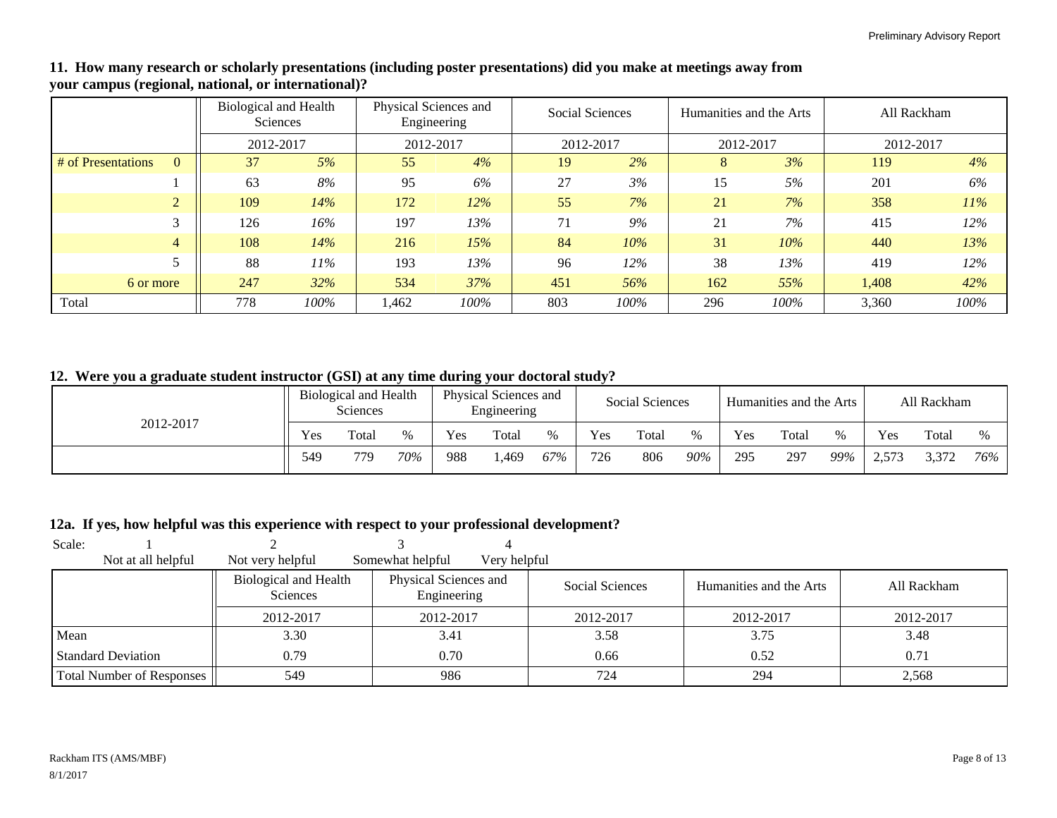**11. How many research or scholarly presentations (including poster presentations) did you make at meetings away from your campus (regional, national, or international)?**

| | Biological and Health Sciences | | Physical Sciences and Engineering | | Social Sciences | | Humanities and the Arts | | All Rackham | |
|---|---|---|---|---|---|---|---|---|---|---|
| | 2012-2017 | | 2012-2017 | | 2012-2017 | | 2012-2017 | | 2012-2017 | |
| # of Presentations 0 | 37 | *5%* | 55 | *4%* | 19 | *2%* | 8 | *3%* | 119 | *4%* |
| 1 | 63 | *8%* | 95 | *6%* | 27 | *3%* | 15 | *5%* | 201 | *6%* |
| 2 | 109 | *14%* | 172 | *12%* | 55 | *7%* | 21 | *7%* | 358 | *11%* |
| 3 | 126 | *16%* | 197 | *13%* | 71 | *9%* | 21 | *7%* | 415 | *12%* |
| 4 | 108 | *14%* | 216 | *15%* | 84 | *10%* | 31 | *10%* | 440 | *13%* |
| 5 | 88 | *11%* | 193 | *13%* | 96 | *12%* | 38 | *13%* | 419 | *12%* |
| 6 or more | 247 | *32%* | 534 | *37%* | 451 | *56%* | 162 | *55%* | 1,408 | *42%* |
| Total | 778 | *100%* | 1,462 | *100%* | 803 | *100%* | 296 | *100%* | 3,360 | *100%* |

**12. Were you a graduate student instructor (GSI) at any time during your doctoral study?**

| 2012-2017 | Biological and Health Sciences | | | Physical Sciences and Engineering | | | Social Sciences | | | Humanities and the Arts | | | All Rackham | | |
|---|---|---|---|---|---|---|---|---|---|---|---|---|---|---|---|
| | Yes | Total | % | Yes | Total | % | Yes | Total | % | Yes | Total | % | Yes | Total | % |
| | 549 | 779 | *70%* | 988 | 1,469 | *67%* | 726 | 806 | *90%* | 295 | 297 | *99%* | 2,573 | 3,372 | *76%* |

**12a. If yes, how helpful was this experience with respect to your professional development?**

Scale: 1 Not at all helpful, 2 Not very helpful, 3 Somewhat helpful, 4 Very helpful

| | Biological and Health Sciences | Physical Sciences and Engineering | Social Sciences | Humanities and the Arts | All Rackham |
|---|---|---|---|---|---|
| | 2012-2017 | 2012-2017 | 2012-2017 | 2012-2017 | 2012-2017 |
| Mean | 3.30 | 3.41 | 3.58 | 3.75 | 3.48 |
| Standard Deviation | 0.79 | 0.70 | 0.66 | 0.52 | 0.71 |
| Total Number of Responses | 549 | 986 | 724 | 294 | 2,568 |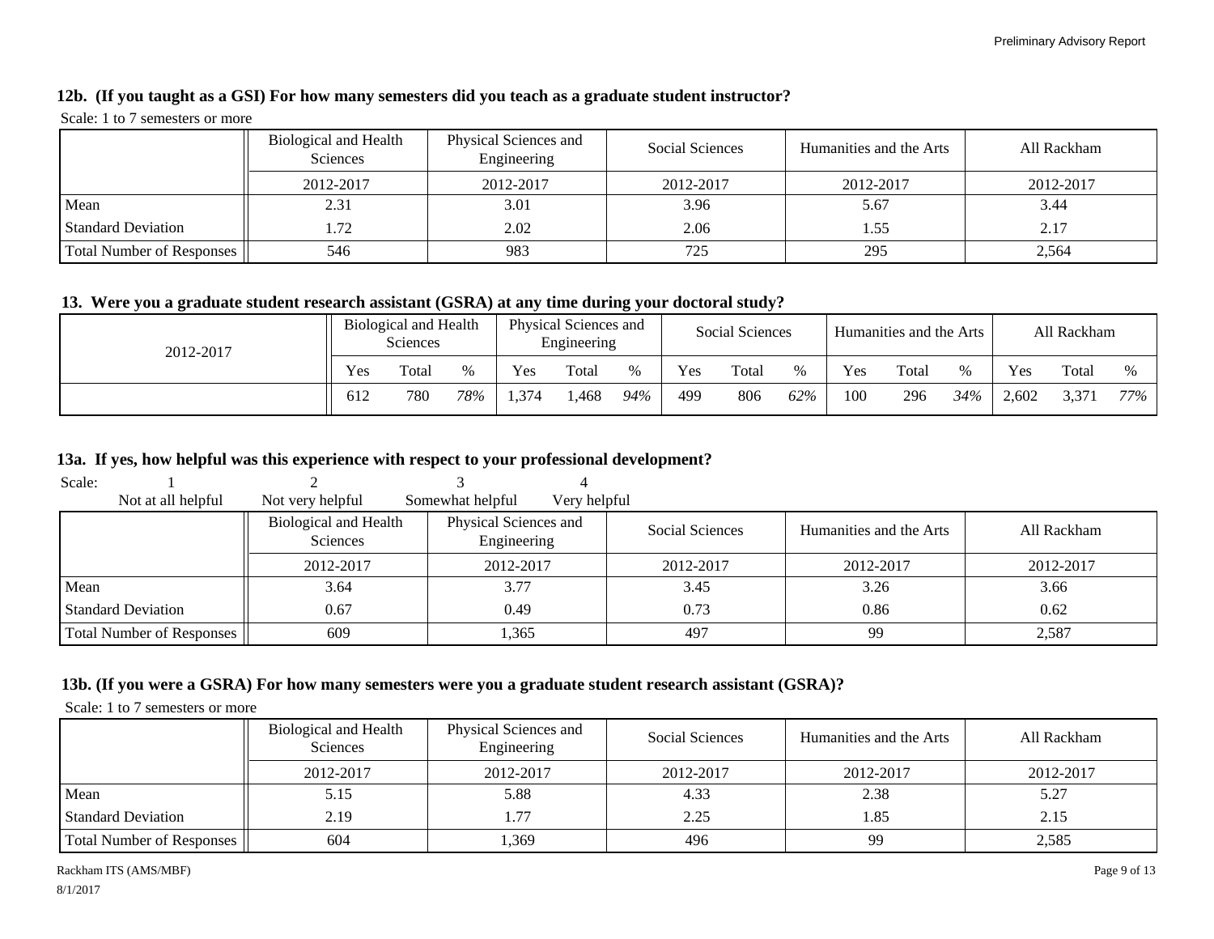### 12b. (If you taught as a GSI) For how many semesters did you teach as a graduate student instructor?

Scale: 1 to 7 semesters or more

| | Biological and Health Sciences | Physical Sciences and Engineering | Social Sciences | Humanities and the Arts | All Rackham |
|---|---|---|---|---|---|
| | 2012-2017 | 2012-2017 | 2012-2017 | 2012-2017 | 2012-2017 |
| Mean | 2.31 | 3.01 | 3.96 | 5.67 | 3.44 |
| Standard Deviation | 1.72 | 2.02 | 2.06 | 1.55 | 2.17 |
| Total Number of Responses | 546 | 983 | 725 | 295 | 2,564 |

### 13. Were you a graduate student research assistant (GSRA) at any time during your doctoral study?

| 2012-2017 | Biological and Health Sciences | | | Physical Sciences and Engineering | | | Social Sciences | | | Humanities and the Arts | | | All Rackham | | |
|---|---|---|---|---|---|---|---|---|---|---|---|---|---|---|---|
| | Yes | Total | % | Yes | Total | % | Yes | Total | % | Yes | Total | % | Yes | Total | % |
| | 612 | 780 | *78%* | 1,374 | 1,468 | *94%* | 499 | 806 | *62%* | 100 | 296 | *34%* | 2,602 | 3,371 | *77%* |

### 13a. If yes, how helpful was this experience with respect to your professional development?

Scale: 1 Not at all helpful, 2 Not very helpful, 3 Somewhat helpful, 4 Very helpful

| | Biological and Health Sciences | Physical Sciences and Engineering | Social Sciences | Humanities and the Arts | All Rackham |
|---|---|---|---|---|---|
| | 2012-2017 | 2012-2017 | 2012-2017 | 2012-2017 | 2012-2017 |
| Mean | 3.64 | 3.77 | 3.45 | 3.26 | 3.66 |
| Standard Deviation | 0.67 | 0.49 | 0.73 | 0.86 | 0.62 |
| Total Number of Responses | 609 | 1,365 | 497 | 99 | 2,587 |

### 13b. (If you were a GSRA) For how many semesters were you a graduate student research assistant (GSRA)?

Scale: 1 to 7 semesters or more

| | Biological and Health Sciences | Physical Sciences and Engineering | Social Sciences | Humanities and the Arts | All Rackham |
|---|---|---|---|---|---|
| | 2012-2017 | 2012-2017 | 2012-2017 | 2012-2017 | 2012-2017 |
| Mean | 5.15 | 5.88 | 4.33 | 2.38 | 5.27 |
| Standard Deviation | 2.19 | 1.77 | 2.25 | 1.85 | 2.15 |
| Total Number of Responses | 604 | 1,369 | 496 | 99 | 2,585 |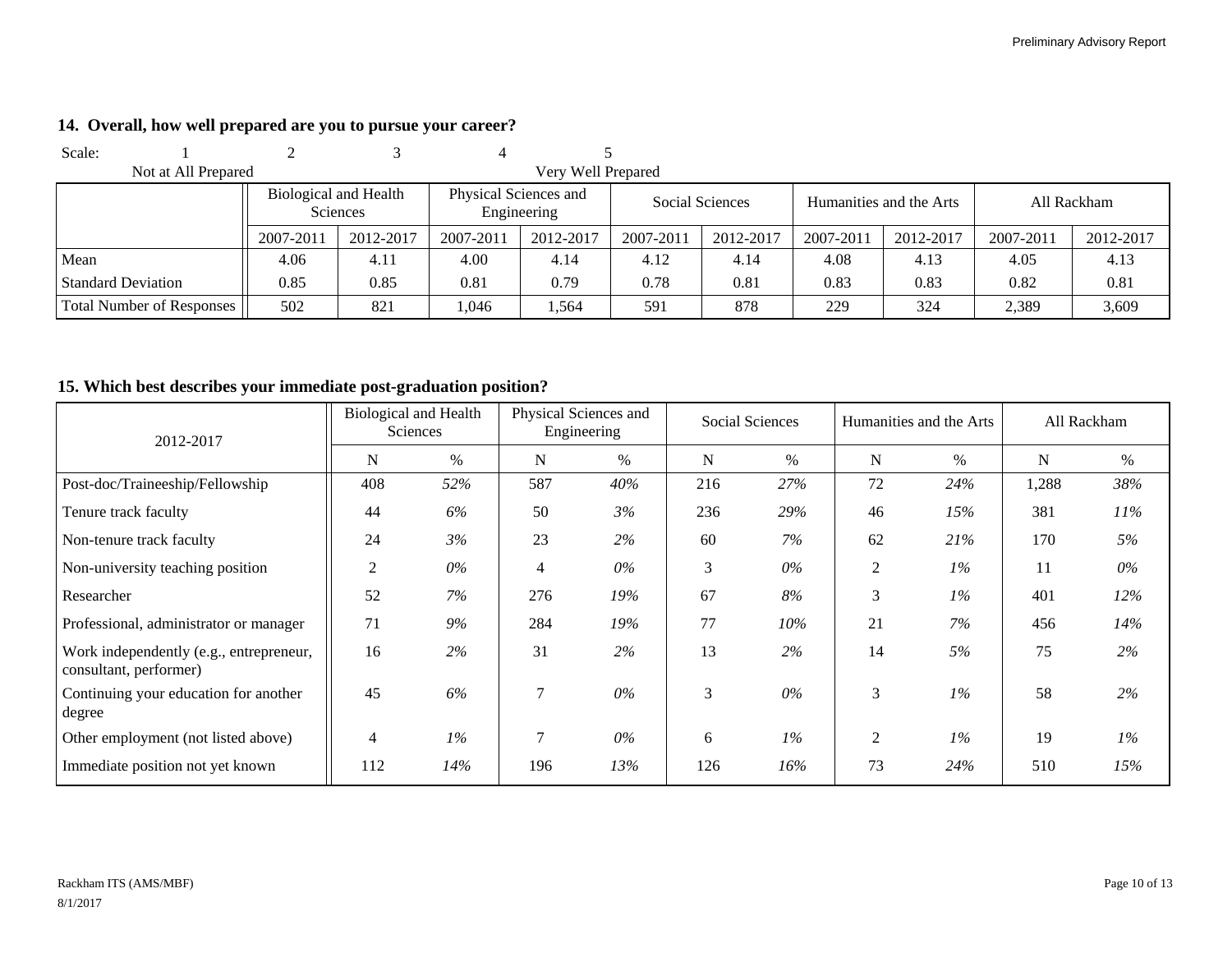## 14. Overall, how well prepared are you to pursue your career?

Scale: 1 Not at All Prepared — 2 — 3 — 4 — 5 Very Well Prepared

| | Biological and Health Sciences | | Physical Sciences and Engineering | | Social Sciences | | Humanities and the Arts | | All Rackham | |
|---|---|---|---|---|---|---|---|---|---|---|
| | 2007-2011 | 2012-2017 | 2007-2011 | 2012-2017 | 2007-2011 | 2012-2017 | 2007-2011 | 2012-2017 | 2007-2011 | 2012-2017 |
| Mean | 4.06 | 4.11 | 4.00 | 4.14 | 4.12 | 4.14 | 4.08 | 4.13 | 4.05 | 4.13 |
| Standard Deviation | 0.85 | 0.85 | 0.81 | 0.79 | 0.78 | 0.81 | 0.83 | 0.83 | 0.82 | 0.81 |
| Total Number of Responses | 502 | 821 | 1,046 | 1,564 | 591 | 878 | 229 | 324 | 2,389 | 3,609 |

## 15. Which best describes your immediate post-graduation position?

| 2012-2017 | Biological and Health Sciences | | Physical Sciences and Engineering | | Social Sciences | | Humanities and the Arts | | All Rackham | |
|---|---|---|---|---|---|---|---|---|---|---|
| | N | % | N | % | N | % | N | % | N | % |
| Post-doc/Traineeship/Fellowship | 408 | *52%* | 587 | *40%* | 216 | *27%* | 72 | *24%* | 1,288 | *38%* |
| Tenure track faculty | 44 | *6%* | 50 | *3%* | 236 | *29%* | 46 | *15%* | 381 | *11%* |
| Non-tenure track faculty | 24 | *3%* | 23 | *2%* | 60 | *7%* | 62 | *21%* | 170 | *5%* |
| Non-university teaching position | 2 | *0%* | 4 | *0%* | 3 | *0%* | 2 | *1%* | 11 | *0%* |
| Researcher | 52 | *7%* | 276 | *19%* | 67 | *8%* | 3 | *1%* | 401 | *12%* |
| Professional, administrator or manager | 71 | *9%* | 284 | *19%* | 77 | *10%* | 21 | *7%* | 456 | *14%* |
| Work independently (e.g., entrepreneur, consultant, performer) | 16 | *2%* | 31 | *2%* | 13 | *2%* | 14 | *5%* | 75 | *2%* |
| Continuing your education for another degree | 45 | *6%* | 7 | *0%* | 3 | *0%* | 3 | *1%* | 58 | *2%* |
| Other employment (not listed above) | 4 | *1%* | 7 | *0%* | 6 | *1%* | 2 | *1%* | 19 | *1%* |
| Immediate position not yet known | 112 | *14%* | 196 | *13%* | 126 | *16%* | 73 | *24%* | 510 | *15%* |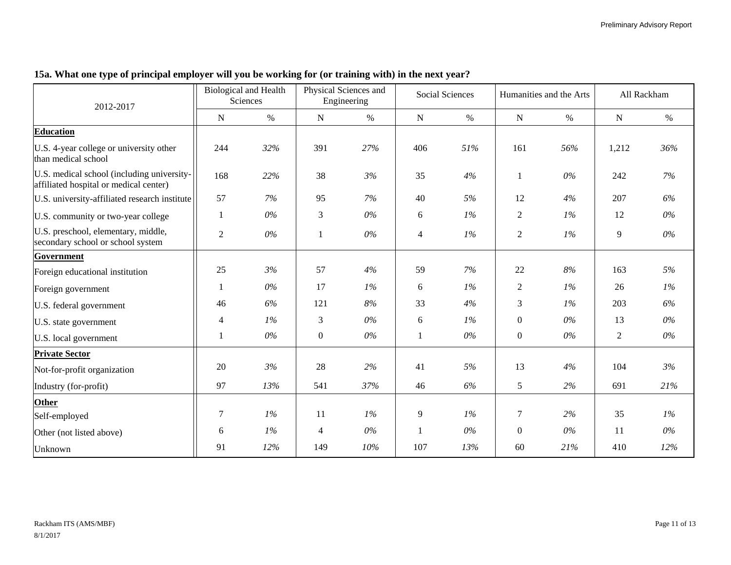**15a. What one type of principal employer will you be working for (or training with) in the next year?**

| 2012-2017 | Biological and Health Sciences | | Physical Sciences and Engineering | | Social Sciences | | Humanities and the Arts | | All Rackham | |
|---|---|---|---|---|---|---|---|---|---|---|
| | N | % | N | % | N | % | N | % | N | % |
| **Education** | | | | | | | | | | |
| U.S. 4-year college or university other than medical school | 244 | *32%* | 391 | *27%* | 406 | *51%* | 161 | *56%* | 1,212 | *36%* |
| U.S. medical school (including university-affiliated hospital or medical center) | 168 | *22%* | 38 | *3%* | 35 | *4%* | 1 | *0%* | 242 | *7%* |
| U.S. university-affiliated research institute | 57 | *7%* | 95 | *7%* | 40 | *5%* | 12 | *4%* | 207 | *6%* |
| U.S. community or two-year college | 1 | *0%* | 3 | *0%* | 6 | *1%* | 2 | *1%* | 12 | *0%* |
| U.S. preschool, elementary, middle, secondary school or school system | 2 | *0%* | 1 | *0%* | 4 | *1%* | 2 | *1%* | 9 | *0%* |
| **Government** | | | | | | | | | | |
| Foreign educational institution | 25 | *3%* | 57 | *4%* | 59 | *7%* | 22 | *8%* | 163 | *5%* |
| Foreign government | 1 | *0%* | 17 | *1%* | 6 | *1%* | 2 | *1%* | 26 | *1%* |
| U.S. federal government | 46 | *6%* | 121 | *8%* | 33 | *4%* | 3 | *1%* | 203 | *6%* |
| U.S. state government | 4 | *1%* | 3 | *0%* | 6 | *1%* | 0 | *0%* | 13 | *0%* |
| U.S. local government | 1 | *0%* | 0 | *0%* | 1 | *0%* | 0 | *0%* | 2 | *0%* |
| **Private Sector** | | | | | | | | | | |
| Not-for-profit organization | 20 | *3%* | 28 | *2%* | 41 | *5%* | 13 | *4%* | 104 | *3%* |
| Industry (for-profit) | 97 | *13%* | 541 | *37%* | 46 | *6%* | 5 | *2%* | 691 | *21%* |
| **Other** | | | | | | | | | | |
| Self-employed | 7 | *1%* | 11 | *1%* | 9 | *1%* | 7 | *2%* | 35 | *1%* |
| Other (not listed above) | 6 | *1%* | 4 | *0%* | 1 | *0%* | 0 | *0%* | 11 | *0%* |
| Unknown | 91 | *12%* | 149 | *10%* | 107 | *13%* | 60 | *21%* | 410 | *12%* |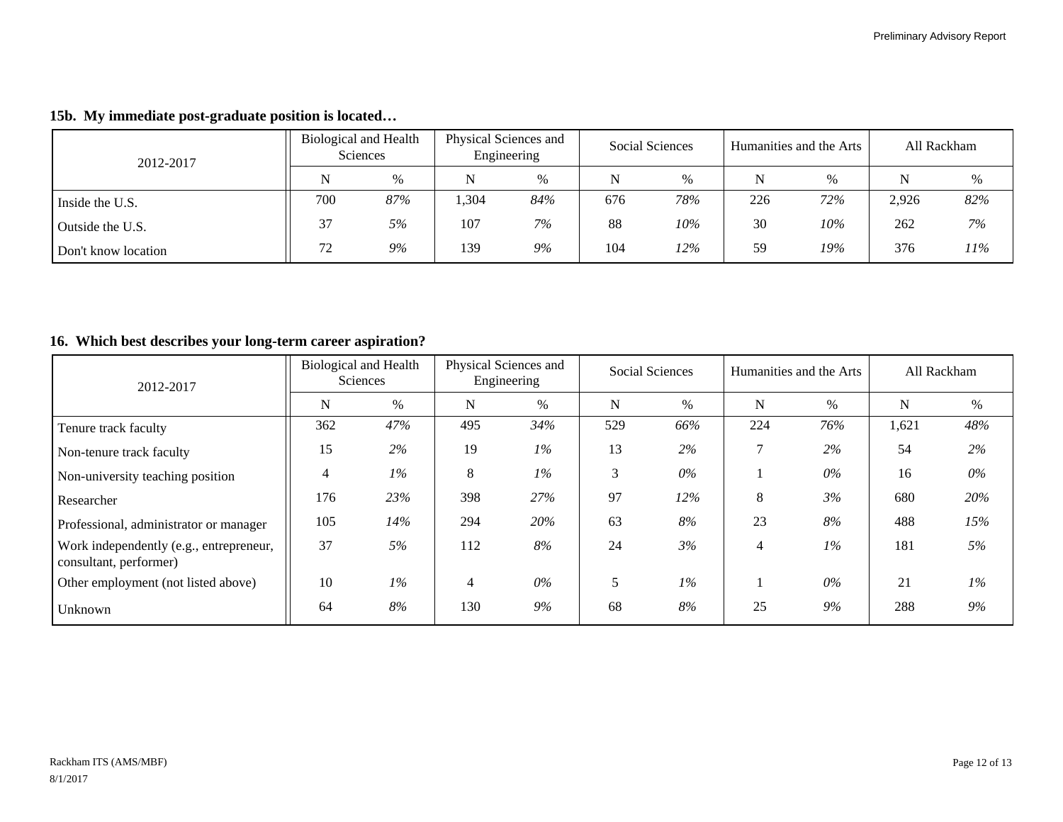**15b. My immediate post-graduate position is located…**

| 2012-2017 | Biological and Health Sciences | | Physical Sciences and Engineering | | Social Sciences | | Humanities and the Arts | | All Rackham | |
|---|---|---|---|---|---|---|---|---|---|---|
| | N | % | N | % | N | % | N | % | N | % |
| Inside the U.S. | 700 | *87%* | 1,304 | *84%* | 676 | *78%* | 226 | *72%* | 2,926 | *82%* |
| Outside the U.S. | 37 | *5%* | 107 | *7%* | 88 | *10%* | 30 | *10%* | 262 | *7%* |
| Don't know location | 72 | *9%* | 139 | *9%* | 104 | *12%* | 59 | *19%* | 376 | *11%* |

**16. Which best describes your long-term career aspiration?**

| 2012-2017 | Biological and Health Sciences | | Physical Sciences and Engineering | | Social Sciences | | Humanities and the Arts | | All Rackham | |
|---|---|---|---|---|---|---|---|---|---|---|
| | N | % | N | % | N | % | N | % | N | % |
| Tenure track faculty | 362 | *47%* | 495 | *34%* | 529 | *66%* | 224 | *76%* | 1,621 | *48%* |
| Non-tenure track faculty | 15 | *2%* | 19 | *1%* | 13 | *2%* | 7 | *2%* | 54 | *2%* |
| Non-university teaching position | 4 | *1%* | 8 | *1%* | 3 | *0%* | 1 | *0%* | 16 | *0%* |
| Researcher | 176 | *23%* | 398 | *27%* | 97 | *12%* | 8 | *3%* | 680 | *20%* |
| Professional, administrator or manager | 105 | *14%* | 294 | *20%* | 63 | *8%* | 23 | *8%* | 488 | *15%* |
| Work independently (e.g., entrepreneur, consultant, performer) | 37 | *5%* | 112 | *8%* | 24 | *3%* | 4 | *1%* | 181 | *5%* |
| Other employment (not listed above) | 10 | *1%* | 4 | *0%* | 5 | *1%* | 1 | *0%* | 21 | *1%* |
| Unknown | 64 | *8%* | 130 | *9%* | 68 | *8%* | 25 | *9%* | 288 | *9%* |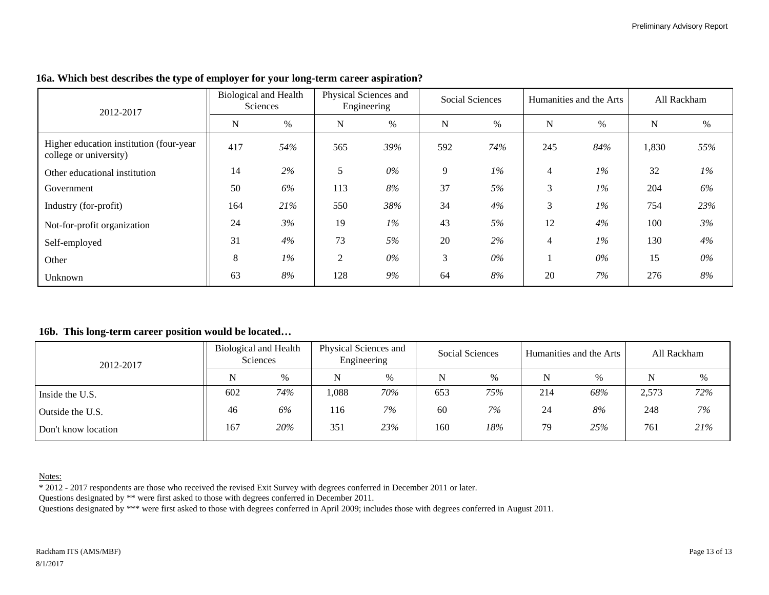### 16a. Which best describes the type of employer for your long-term career aspiration?

| 2012-2017 | Biological and Health Sciences | | Physical Sciences and Engineering | | Social Sciences | | Humanities and the Arts | | All Rackham | |
|---|---|---|---|---|---|---|---|---|---|---|
| | N | % | N | % | N | % | N | % | N | % |
| Higher education institution (four-year college or university) | 417 | *54%* | 565 | *39%* | 592 | *74%* | 245 | *84%* | 1,830 | *55%* |
| Other educational institution | 14 | *2%* | 5 | *0%* | 9 | *1%* | 4 | *1%* | 32 | *1%* |
| Government | 50 | *6%* | 113 | *8%* | 37 | *5%* | 3 | *1%* | 204 | *6%* |
| Industry (for-profit) | 164 | *21%* | 550 | *38%* | 34 | *4%* | 3 | *1%* | 754 | *23%* |
| Not-for-profit organization | 24 | *3%* | 19 | *1%* | 43 | *5%* | 12 | *4%* | 100 | *3%* |
| Self-employed | 31 | *4%* | 73 | *5%* | 20 | *2%* | 4 | *1%* | 130 | *4%* |
| Other | 8 | *1%* | 2 | *0%* | 3 | *0%* | 1 | *0%* | 15 | *0%* |
| Unknown | 63 | *8%* | 128 | *9%* | 64 | *8%* | 20 | *7%* | 276 | *8%* |

### 16b. This long-term career position would be located…

| 2012-2017 | Biological and Health Sciences | | Physical Sciences and Engineering | | Social Sciences | | Humanities and the Arts | | All Rackham | |
|---|---|---|---|---|---|---|---|---|---|---|
| | N | % | N | % | N | % | N | % | N | % |
| Inside the U.S. | 602 | *74%* | 1,088 | *70%* | 653 | *75%* | 214 | *68%* | 2,573 | *72%* |
| Outside the U.S. | 46 | *6%* | 116 | *7%* | 60 | *7%* | 24 | *8%* | 248 | *7%* |
| Don't know location | 167 | *20%* | 351 | *23%* | 160 | *18%* | 79 | *25%* | 761 | *21%* |

Notes:

* 2012 - 2017 respondents are those who received the revised Exit Survey with degrees conferred in December 2011 or later.

Questions designated by ** were first asked to those with degrees conferred in December 2011.

Questions designated by *** were first asked to those with degrees conferred in April 2009; includes those with degrees conferred in August 2011.

Rackham ITS (AMS/MBF)

8/1/2017